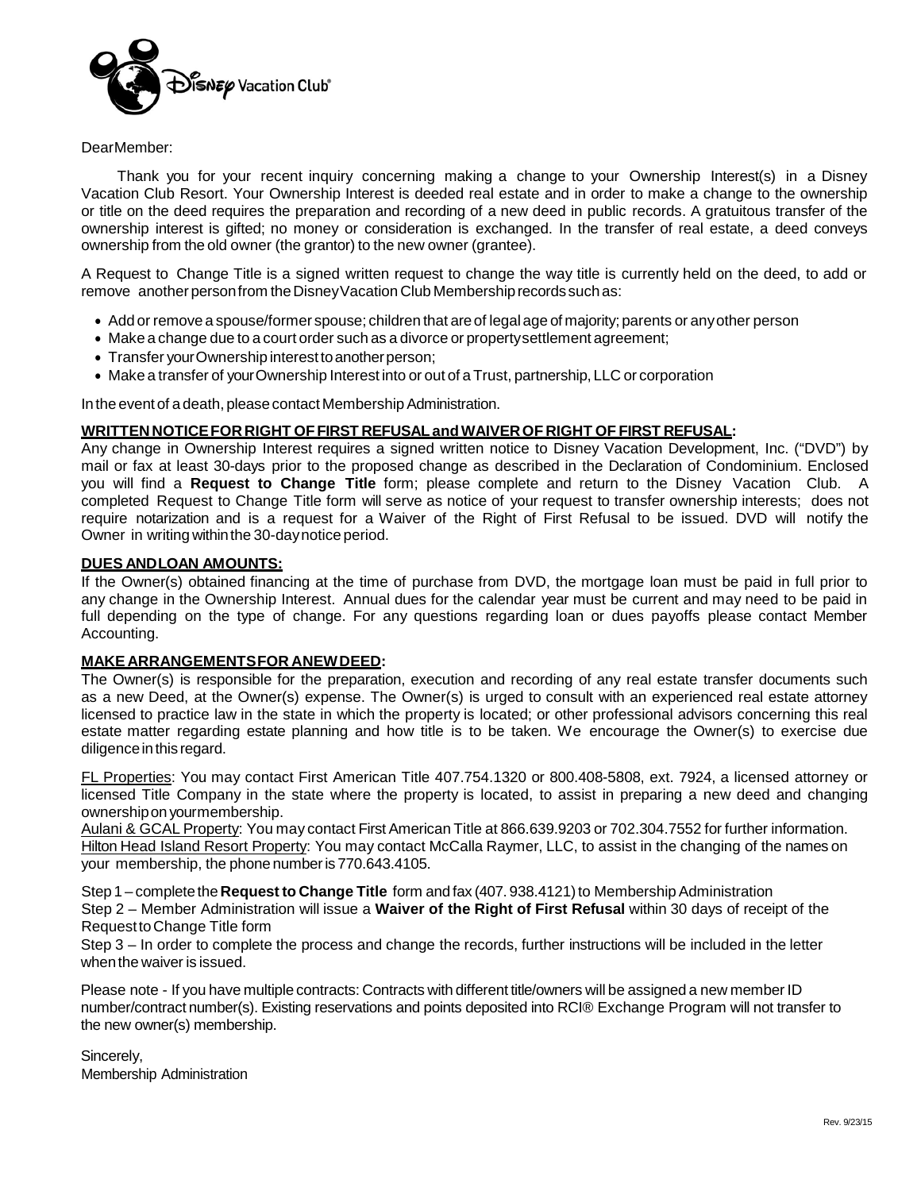Disney Vacation Club®

Dear Member:

Thank you for your recent inquiry concerning making a change to your Ownership Interest(s) in a Disney Vacation Club Resort. Your Ownership Interest is deeded real estate and in order to make a change to the ownership or title on the deed requires the preparation and recording of a new deed in public records. A gratuitous transfer of the ownership interest is gifted; no money or consideration is exchanged. In the transfer of real estate, a deed conveys ownership from the old owner (the grantor) to the new owner (grantee).

A Request to Change Title is a signed written request to change the way title is currently held on the deed, to add or remove another person from the Disney Vacation Club Membership records such as:

- Add or remove a spouse/former spouse; children that are of legal age of majority; parents or any other person
- Make a change due to a court order such as a divorce or property settlement agreement;
- Transfer your Ownership interest to another person;
- Make a transfer of your Ownership Interest into or out of a Trust, partnership, LLC or corporation

In the event of a death, please contact Membership Administration.

**WRITTEN NOTICE FOR RIGHT OF FIRST REFUSAL and WAIVER OF RIGHT OF FIRST REFUSAL:**
Any change in Ownership Interest requires a signed written notice to Disney Vacation Development, Inc. ("DVD") by mail or fax at least 30-days prior to the proposed change as described in the Declaration of Condominium. Enclosed you will find a **Request to Change Title** form; please complete and return to the Disney Vacation Club. A completed Request to Change Title form will serve as notice of your request to transfer ownership interests; does not require notarization and is a request for a Waiver of the Right of First Refusal to be issued. DVD will notify the Owner in writing within the 30-day notice period.

**DUES AND LOAN AMOUNTS:**
If the Owner(s) obtained financing at the time of purchase from DVD, the mortgage loan must be paid in full prior to any change in the Ownership Interest. Annual dues for the calendar year must be current and may need to be paid in full depending on the type of change. For any questions regarding loan or dues payoffs please contact Member Accounting.

**MAKE ARRANGEMENTS FOR A NEW DEED:**
The Owner(s) is responsible for the preparation, execution and recording of any real estate transfer documents such as a new Deed, at the Owner(s) expense. The Owner(s) is urged to consult with an experienced real estate attorney licensed to practice law in the state in which the property is located; or other professional advisors concerning this real estate matter regarding estate planning and how title is to be taken. We encourage the Owner(s) to exercise due diligence in this regard.

FL Properties: You may contact First American Title 407.754.1320 or 800.408-5808, ext. 7924, a licensed attorney or licensed Title Company in the state where the property is located, to assist in preparing a new deed and changing ownership on your membership.
Aulani & GCAL Property: You may contact First American Title at 866.639.9203 or 702.304.7552 for further information.
Hilton Head Island Resort Property: You may contact McCalla Raymer, LLC, to assist in the changing of the names on your membership, the phone number is 770.643.4105.

Step 1 – complete the **Request to Change Title** form and fax (407. 938.4121) to Membership Administration
Step 2 – Member Administration will issue a **Waiver of the Right of First Refusal** within 30 days of receipt of the Request to Change Title form
Step 3 – In order to complete the process and change the records, further instructions will be included in the letter when the waiver is issued.

Please note - If you have multiple contracts: Contracts with different title/owners will be assigned a new member ID number/contract number(s). Existing reservations and points deposited into RCI® Exchange Program will not transfer to the new owner(s) membership.

Sincerely,
Membership Administration

Rev. 9/23/15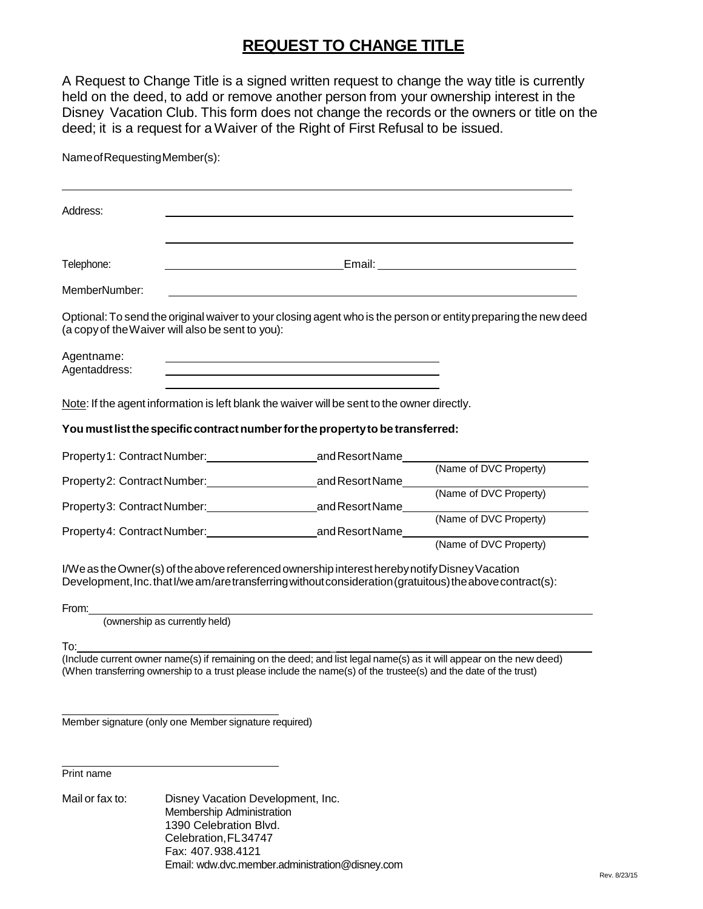# REQUEST TO CHANGE TITLE

A Request to Change Title is a signed written request to change the way title is currently held on the deed, to add or remove another person from your ownership interest in the Disney Vacation Club. This form does not change the records or the owners or title on the deed; it is a request for a Waiver of the Right of First Refusal to be issued.

Name of Requesting Member(s):

______________________________________________________________________

Address: ______________________________________________________________

______________________________________________________________

Telephone: ____________________________ Email: ____________________________

Member Number: _________________________________________________________

Optional: To send the original waiver to your closing agent who is the person or entity preparing the new deed (a copy of the Waiver will also be sent to you):

Agent name: ____________________________________________

Agent address: ____________________________________________

____________________________________________

Note: If the agent information is left blank the waiver will be sent to the owner directly.

**You must list the specific contract number for the property to be transferred:**

Property 1: Contract Number: __________________ and Resort Name ____________________________
(Name of DVC Property)

Property 2: Contract Number: __________________ and Resort Name ____________________________
(Name of DVC Property)

Property 3: Contract Number: __________________ and Resort Name ____________________________
(Name of DVC Property)

Property 4: Contract Number: __________________ and Resort Name ____________________________
(Name of DVC Property)

I/We as the Owner(s) of the above referenced ownership interest hereby notify Disney Vacation Development, Inc. that I/we am/are transferring without consideration (gratuitous) the above contract(s):

From: ______________________________________________________________________
(ownership as currently held)

To: ______________________________________________________________________
(Include current owner name(s) if remaining on the deed; and list legal name(s) as it will appear on the new deed)
(When transferring ownership to a trust please include the name(s) of the trustee(s) and the date of the trust)

______________________________________
Member signature (only one Member signature required)

______________________________________
Print name

Mail or fax to: Disney Vacation Development, Inc.
Membership Administration
1390 Celebration Blvd.
Celebration, FL 34747
Fax: 407.938.4121
Email: wdw.dvc.member.administration@disney.com

Rev. 8/23/15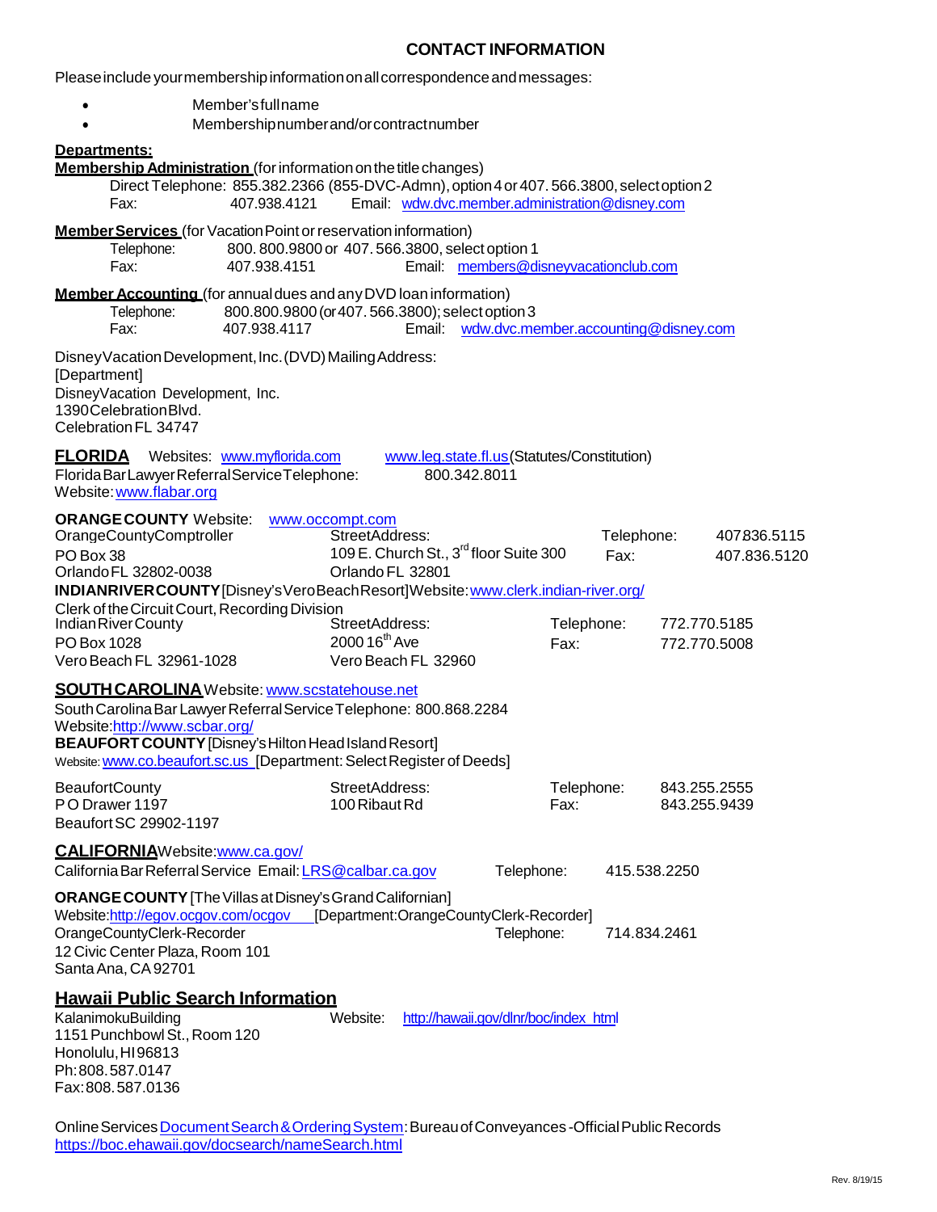# CONTACT INFORMATION

Please include your membership information on all correspondence and messages:

- Member's full name
- Membership number and/or contract number

**Departments:**

**Membership Administration** (for information on the title changes)
Direct Telephone: 855.382.2366 (855-DVC-Admn), option 4 or 407.566.3800, select option 2
Fax: 407.938.4121 Email: wdw.dvc.member.administration@disney.com

**Member Services** (for Vacation Point or reservation information)
Telephone: 800.800.9800 or 407.566.3800, select option 1
Fax: 407.938.4151 Email: members@disneyvacationclub.com

**Member Accounting** (for annual dues and any DVD loan information)
Telephone: 800.800.9800 (or 407.566.3800); select option 3
Fax: 407.938.4117 Email: wdw.dvc.member.accounting@disney.com

Disney Vacation Development, Inc. (DVD) Mailing Address:
[Department]
Disney Vacation Development, Inc.
1390 Celebration Blvd.
Celebration FL 34747

**FLORIDA** Websites: www.myflorida.com www.leg.state.fl.us (Statutes/Constitution)
Florida Bar Lawyer Referral Service Telephone: 800.342.8011
Website: www.flabar.org

**ORANGE COUNTY** Website: www.occompt.com

| | | | |
|---|---|---|---|
| Orange County Comptroller | Street Address: | Telephone: | 407 836.5115 |
| PO Box 38 | 109 E. Church St., 3rd floor Suite 300 | Fax: | 407.836.5120 |
| Orlando FL 32802-0038 | Orlando FL 32801 | | |

**INDIAN RIVER COUNTY** [Disney's Vero Beach Resort] Website: www.clerk.indian-river.org/
Clerk of the Circuit Court, Recording Division

| | | | |
|---|---|---|---|
| Indian River County | Street Address: | Telephone: | 772.770.5185 |
| PO Box 1028 | 2000 16th Ave | Fax: | 772.770.5008 |
| Vero Beach FL 32961-1028 | Vero Beach FL 32960 | | |

**SOUTH CAROLINA** Website: www.scstatehouse.net
South Carolina Bar Lawyer Referral Service Telephone: 800.868.2284
Website: http://www.scbar.org/
**BEAUFORT COUNTY** [Disney's Hilton Head Island Resort]
Website: www.co.beaufort.sc.us [Department: Select Register of Deeds]

| | | | |
|---|---|---|---|
| Beaufort County | Street Address: | Telephone: | 843.255.2555 |
| P O Drawer 1197 | 100 Ribaut Rd | Fax: | 843.255.9439 |
| Beaufort SC 29902-1197 | | | |

**CALIFORNIA** Website: www.ca.gov/
California Bar Referral Service Email: LRS@calbar.ca.gov Telephone: 415.538.2250

**ORANGE COUNTY** [The Villas at Disney's Grand Californian]
Website: http://egov.ocgov.com/ocgov [Department: Orange County Clerk-Recorder]
Orange County Clerk-Recorder Telephone: 714.834.2461
12 Civic Center Plaza, Room 101
Santa Ana, CA 92701

**Hawaii Public Search Information**
Kalanimoku Building Website: http://hawaii.gov/dlnr/boc/index_html
1151 Punchbowl St., Room 120
Honolulu, HI 96813
Ph: 808.587.0147
Fax: 808.587.0136

Online Services Document Search & Ordering System: Bureau of Conveyances - Official Public Records
https://boc.ehawaii.gov/docsearch/nameSearch.html

Rev. 8/19/15